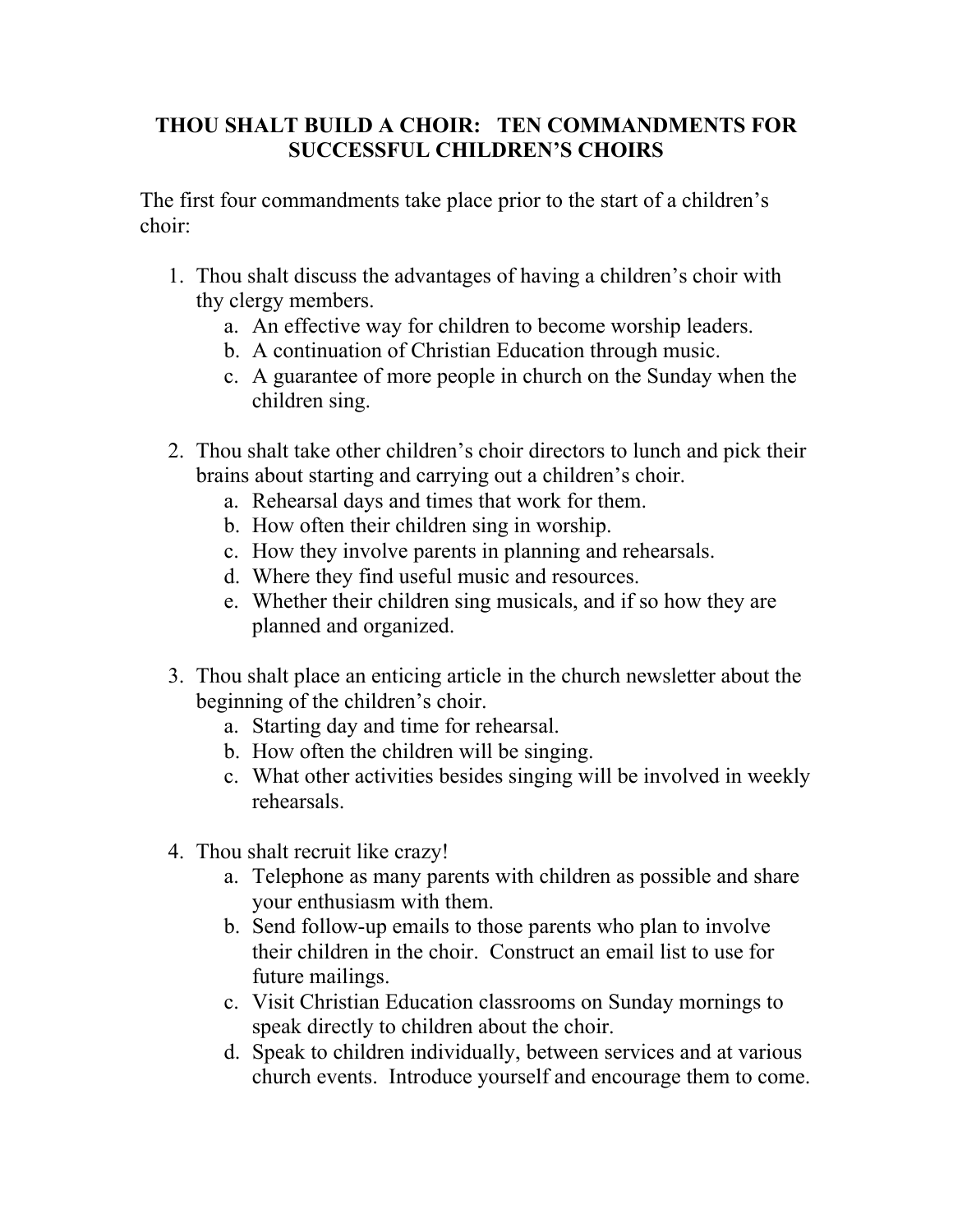# THOU SHALT BUILD A CHOIR: TEN COMMANDMENTS FOR SUCCESSFUL CHILDREN'S CHOIRS

The first four commandments take place prior to the start of a children's choir:

1. Thou shalt discuss the advantages of having a children's choir with thy clergy members.
    a. An effective way for children to become worship leaders.
    b. A continuation of Christian Education through music.
    c. A guarantee of more people in church on the Sunday when the children sing.

2. Thou shalt take other children's choir directors to lunch and pick their brains about starting and carrying out a children's choir.
    a. Rehearsal days and times that work for them.
    b. How often their children sing in worship.
    c. How they involve parents in planning and rehearsals.
    d. Where they find useful music and resources.
    e. Whether their children sing musicals, and if so how they are planned and organized.

3. Thou shalt place an enticing article in the church newsletter about the beginning of the children's choir.
    a. Starting day and time for rehearsal.
    b. How often the children will be singing.
    c. What other activities besides singing will be involved in weekly rehearsals.

4. Thou shalt recruit like crazy!
    a. Telephone as many parents with children as possible and share your enthusiasm with them.
    b. Send follow-up emails to those parents who plan to involve their children in the choir. Construct an email list to use for future mailings.
    c. Visit Christian Education classrooms on Sunday mornings to speak directly to children about the choir.
    d. Speak to children individually, between services and at various church events. Introduce yourself and encourage them to come.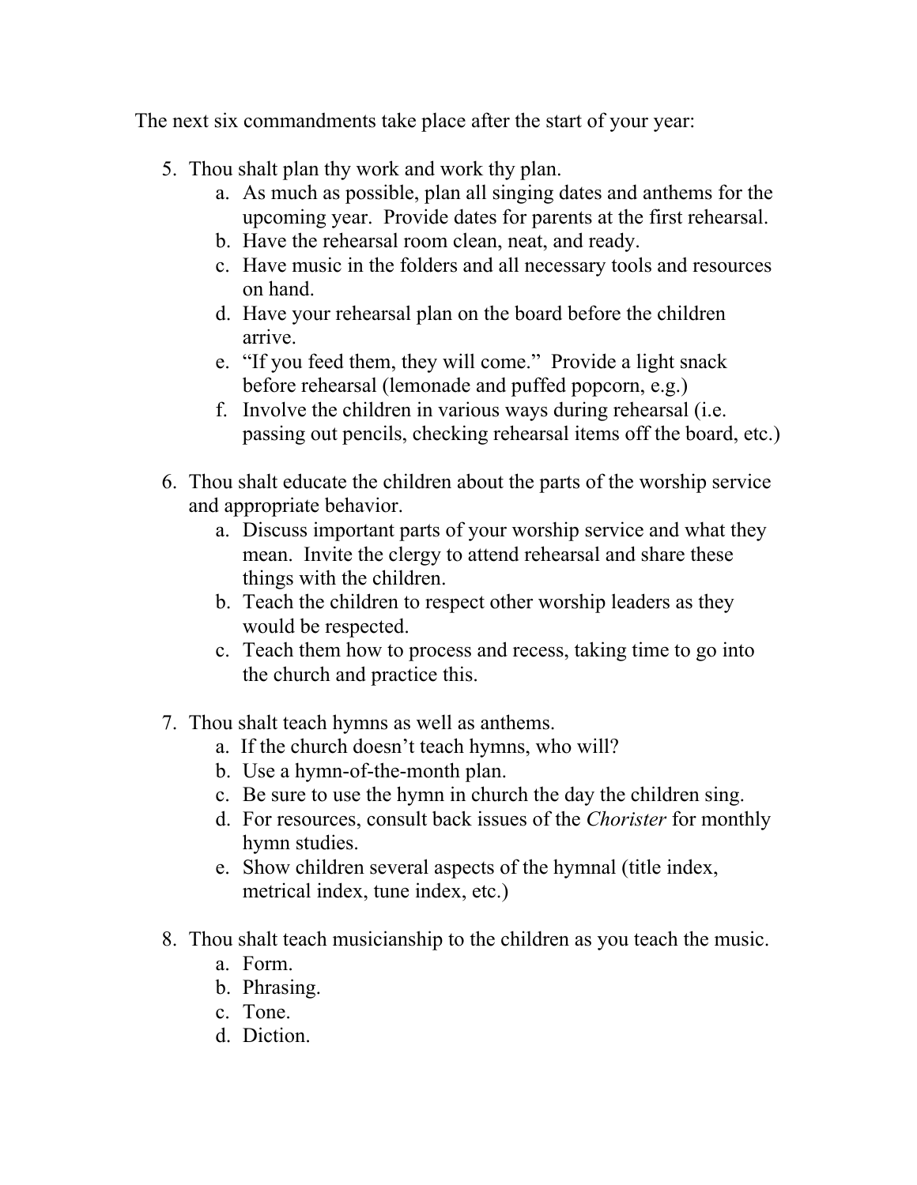The next six commandments take place after the start of your year:

5. Thou shalt plan thy work and work thy plan.
   a. As much as possible, plan all singing dates and anthems for the upcoming year. Provide dates for parents at the first rehearsal.
   b. Have the rehearsal room clean, neat, and ready.
   c. Have music in the folders and all necessary tools and resources on hand.
   d. Have your rehearsal plan on the board before the children arrive.
   e. "If you feed them, they will come." Provide a light snack before rehearsal (lemonade and puffed popcorn, e.g.)
   f. Involve the children in various ways during rehearsal (i.e. passing out pencils, checking rehearsal items off the board, etc.)

6. Thou shalt educate the children about the parts of the worship service and appropriate behavior.
   a. Discuss important parts of your worship service and what they mean. Invite the clergy to attend rehearsal and share these things with the children.
   b. Teach the children to respect other worship leaders as they would be respected.
   c. Teach them how to process and recess, taking time to go into the church and practice this.

7. Thou shalt teach hymns as well as anthems.
   a. If the church doesn't teach hymns, who will?
   b. Use a hymn-of-the-month plan.
   c. Be sure to use the hymn in church the day the children sing.
   d. For resources, consult back issues of the *Chorister* for monthly hymn studies.
   e. Show children several aspects of the hymnal (title index, metrical index, tune index, etc.)

8. Thou shalt teach musicianship to the children as you teach the music.
   a. Form.
   b. Phrasing.
   c. Tone.
   d. Diction.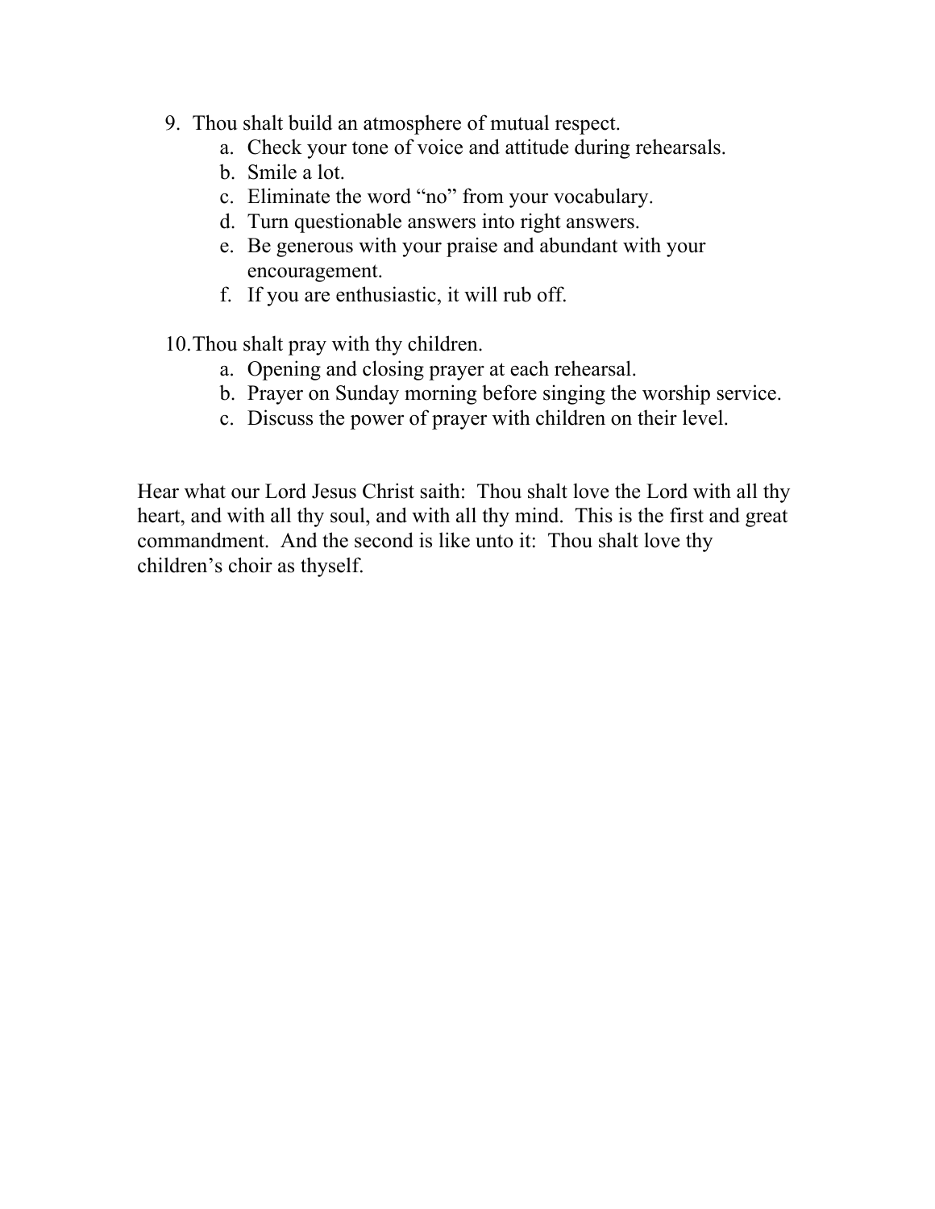9. Thou shalt build an atmosphere of mutual respect.
   a. Check your tone of voice and attitude during rehearsals.
   b. Smile a lot.
   c. Eliminate the word "no" from your vocabulary.
   d. Turn questionable answers into right answers.
   e. Be generous with your praise and abundant with your encouragement.
   f. If you are enthusiastic, it will rub off.

10. Thou shalt pray with thy children.
    a. Opening and closing prayer at each rehearsal.
    b. Prayer on Sunday morning before singing the worship service.
    c. Discuss the power of prayer with children on their level.

Hear what our Lord Jesus Christ saith: Thou shalt love the Lord with all thy heart, and with all thy soul, and with all thy mind. This is the first and great commandment. And the second is like unto it: Thou shalt love thy children's choir as thyself.